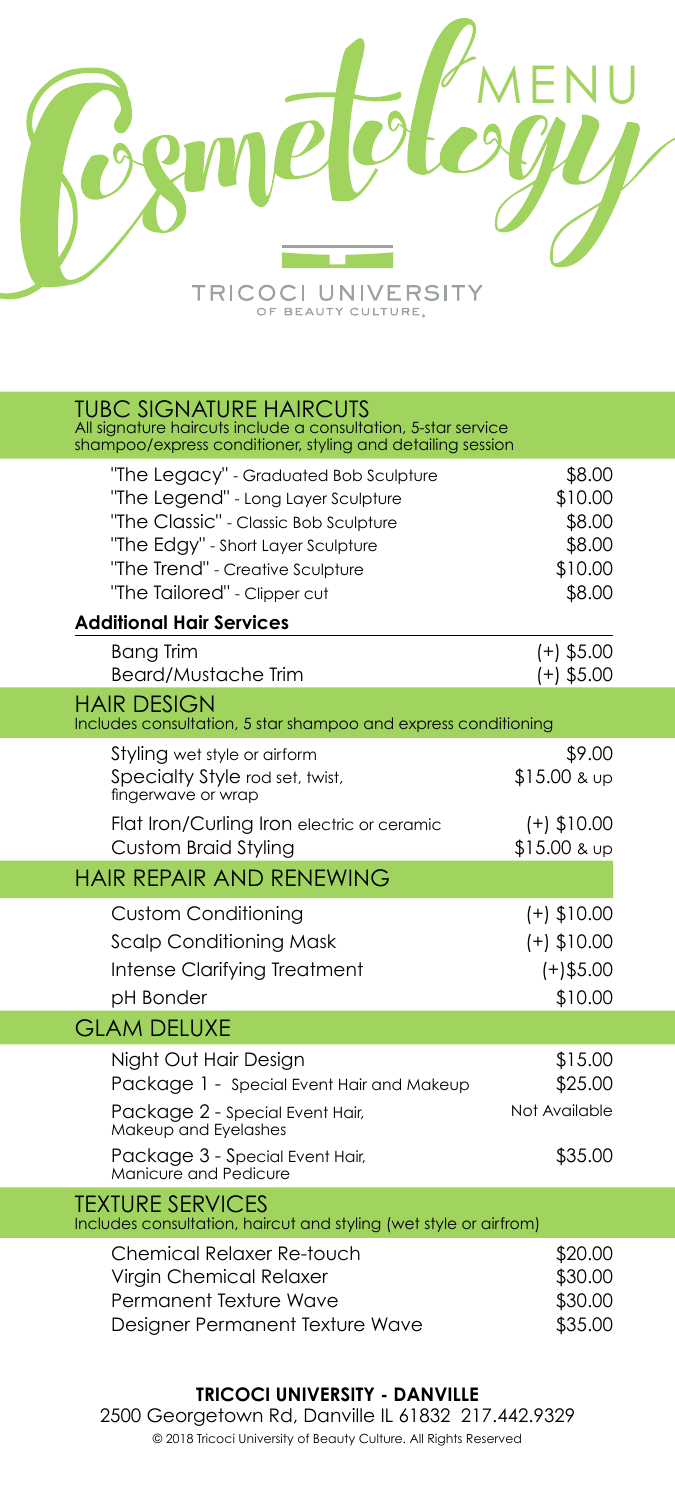# Cosmetology MENU

TRICOCI UNIVERSITY OF BEAUTY CULTURE®

## TUBC SIGNATURE HAIRCUTS

All signature haircuts include a consultation, 5-star service shampoo/express conditioner, styling and detailing session

| | |
|---|---|
| "The Legacy" - Graduated Bob Sculpture | $8.00 |
| "The Legend" - Long Layer Sculpture | $10.00 |
| "The Classic" - Classic Bob Sculpture | $8.00 |
| "The Edgy" - Short Layer Sculpture | $8.00 |
| "The Trend" - Creative Sculpture | $10.00 |
| "The Tailored" - Clipper cut | $8.00 |

**Additional Hair Services**

| | |
|---|---|
| Bang Trim | (+) $5.00 |
| Beard/Mustache Trim | (+) $5.00 |

## HAIR DESIGN

Includes consultation, 5 star shampoo and express conditioning

| | |
|---|---|
| Styling wet style or airform | $9.00 |
| Specialty Style rod set, twist, fingerwave or wrap | $15.00 & up |
| Flat Iron/Curling Iron electric or ceramic | (+) $10.00 |
| Custom Braid Styling | $15.00 & up |

## HAIR REPAIR AND RENEWING

| | |
|---|---|
| Custom Conditioning | (+) $10.00 |
| Scalp Conditioning Mask | (+) $10.00 |
| Intense Clarifying Treatment | (+)$5.00 |
| pH Bonder | $10.00 |

## GLAM DELUXE

| | |
|---|---|
| Night Out Hair Design | $15.00 |
| Package 1 - Special Event Hair and Makeup | $25.00 |
| Package 2 - Special Event Hair, Makeup and Eyelashes | Not Available |
| Package 3 - Special Event Hair, Manicure and Pedicure | $35.00 |

## TEXTURE SERVICES

Includes consultation, haircut and styling (wet style or airfrom)

| | |
|---|---|
| Chemical Relaxer Re-touch | $20.00 |
| Virgin Chemical Relaxer | $30.00 |
| Permanent Texture Wave | $30.00 |
| Designer Permanent Texture Wave | $35.00 |

**TRICOCI UNIVERSITY - DANVILLE**

2500 Georgetown Rd, Danville IL 61832 217.442.9329

© 2018 Tricoci University of Beauty Culture. All Rights Reserved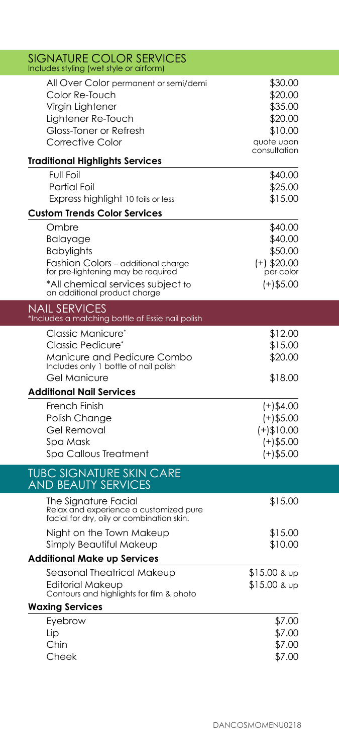## SIGNATURE COLOR SERVICES

Includes styling (wet style or airform)

| | |
|---|---|
| All Over Color permanent or semi/demi | $30.00 |
| Color Re-Touch | $20.00 |
| Virgin Lightener | $35.00 |
| Lightener Re-Touch | $20.00 |
| Gloss-Toner or Refresh | $10.00 |
| Corrective Color | quote upon consultation |

### Traditional Highlights Services

| | |
|---|---|
| Full Foil | $40.00 |
| Partial Foil | $25.00 |
| Express highlight 10 foils or less | $15.00 |

### Custom Trends Color Services

| | |
|---|---|
| Ombre | $40.00 |
| Balayage | $40.00 |
| Babylights | $50.00 |
| Fashion Colors – additional charge for pre-lightening may be required | (+) $20.00 per color |
| *All chemical services subject to an additional product charge | (+)$5.00 |

## NAIL SERVICES

*Includes a matching bottle of Essie nail polish

| | |
|---|---|
| Classic Manicure* | $12.00 |
| Classic Pedicure* | $15.00 |
| Manicure and Pedicure Combo Includes only 1 bottle of nail polish | $20.00 |
| Gel Manicure | $18.00 |

### Additional Nail Services

| | |
|---|---|
| French Finish | (+)$4.00 |
| Polish Change | (+)$5.00 |
| Gel Removal | (+)$10.00 |
| Spa Mask | (+)$5.00 |
| Spa Callous Treatment | (+)$5.00 |

## TUBC SIGNATURE SKIN CARE AND BEAUTY SERVICES

| | |
|---|---|
| The Signature Facial Relax and experience a customized pure facial for dry, oily or combination skin. | $15.00 |
| Night on the Town Makeup | $15.00 |
| Simply Beautiful Makeup | $10.00 |

### Additional Make up Services

| | |
|---|---|
| Seasonal Theatrical Makeup | $15.00 & up |
| Editorial Makeup Contours and highlights for film & photo | $15.00 & up |

### Waxing Services

| | |
|---|---|
| Eyebrow | $7.00 |
| Lip | $7.00 |
| Chin | $7.00 |
| Cheek | $7.00 |

DANCOSMOMENU0218